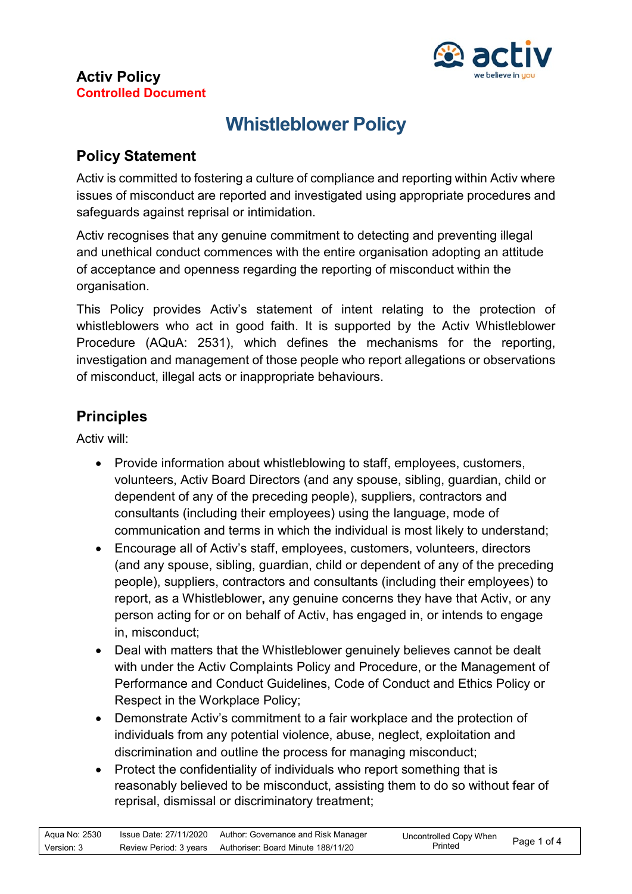**Activ Policy**
**Controlled Document**

# Whistleblower Policy

## Policy Statement

Activ is committed to fostering a culture of compliance and reporting within Activ where issues of misconduct are reported and investigated using appropriate procedures and safeguards against reprisal or intimidation.

Activ recognises that any genuine commitment to detecting and preventing illegal and unethical conduct commences with the entire organisation adopting an attitude of acceptance and openness regarding the reporting of misconduct within the organisation.

This Policy provides Activ's statement of intent relating to the protection of whistleblowers who act in good faith. It is supported by the Activ Whistleblower Procedure (AQuA: 2531), which defines the mechanisms for the reporting, investigation and management of those people who report allegations or observations of misconduct, illegal acts or inappropriate behaviours.

## Principles

Activ will:

- Provide information about whistleblowing to staff, employees, customers, volunteers, Activ Board Directors (and any spouse, sibling, guardian, child or dependent of any of the preceding people), suppliers, contractors and consultants (including their employees) using the language, mode of communication and terms in which the individual is most likely to understand;
- Encourage all of Activ's staff, employees, customers, volunteers, directors (and any spouse, sibling, guardian, child or dependent of any of the preceding people), suppliers, contractors and consultants (including their employees) to report, as a Whistleblower**,** any genuine concerns they have that Activ, or any person acting for or on behalf of Activ, has engaged in, or intends to engage in, misconduct;
- Deal with matters that the Whistleblower genuinely believes cannot be dealt with under the Activ Complaints Policy and Procedure, or the Management of Performance and Conduct Guidelines, Code of Conduct and Ethics Policy or Respect in the Workplace Policy;
- Demonstrate Activ's commitment to a fair workplace and the protection of individuals from any potential violence, abuse, neglect, exploitation and discrimination and outline the process for managing misconduct;
- Protect the confidentiality of individuals who report something that is reasonably believed to be misconduct, assisting them to do so without fear of reprisal, dismissal or discriminatory treatment;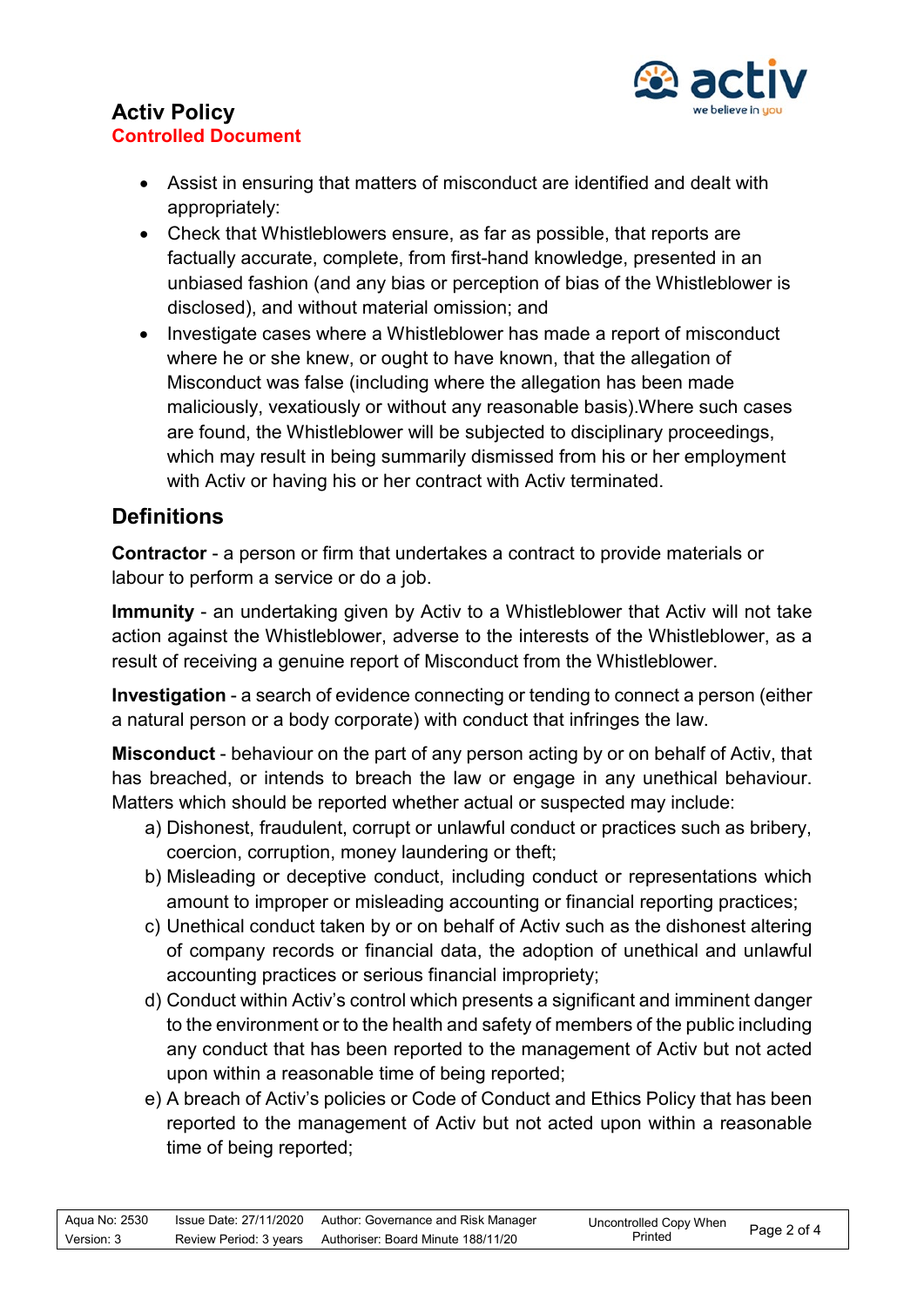- Assist in ensuring that matters of misconduct are identified and dealt with appropriately:
- Check that Whistleblowers ensure, as far as possible, that reports are factually accurate, complete, from first-hand knowledge, presented in an unbiased fashion (and any bias or perception of bias of the Whistleblower is disclosed), and without material omission; and
- Investigate cases where a Whistleblower has made a report of misconduct where he or she knew, or ought to have known, that the allegation of Misconduct was false (including where the allegation has been made maliciously, vexatiously or without any reasonable basis).Where such cases are found, the Whistleblower will be subjected to disciplinary proceedings, which may result in being summarily dismissed from his or her employment with Activ or having his or her contract with Activ terminated.

## Definitions

**Contractor** - a person or firm that undertakes a contract to provide materials or labour to perform a service or do a job.

**Immunity** - an undertaking given by Activ to a Whistleblower that Activ will not take action against the Whistleblower, adverse to the interests of the Whistleblower, as a result of receiving a genuine report of Misconduct from the Whistleblower.

**Investigation** - a search of evidence connecting or tending to connect a person (either a natural person or a body corporate) with conduct that infringes the law.

**Misconduct** - behaviour on the part of any person acting by or on behalf of Activ, that has breached, or intends to breach the law or engage in any unethical behaviour. Matters which should be reported whether actual or suspected may include:

a) Dishonest, fraudulent, corrupt or unlawful conduct or practices such as bribery, coercion, corruption, money laundering or theft;
b) Misleading or deceptive conduct, including conduct or representations which amount to improper or misleading accounting or financial reporting practices;
c) Unethical conduct taken by or on behalf of Activ such as the dishonest altering of company records or financial data, the adoption of unethical and unlawful accounting practices or serious financial impropriety;
d) Conduct within Activ's control which presents a significant and imminent danger to the environment or to the health and safety of members of the public including any conduct that has been reported to the management of Activ but not acted upon within a reasonable time of being reported;
e) A breach of Activ's policies or Code of Conduct and Ethics Policy that has been reported to the management of Activ but not acted upon within a reasonable time of being reported;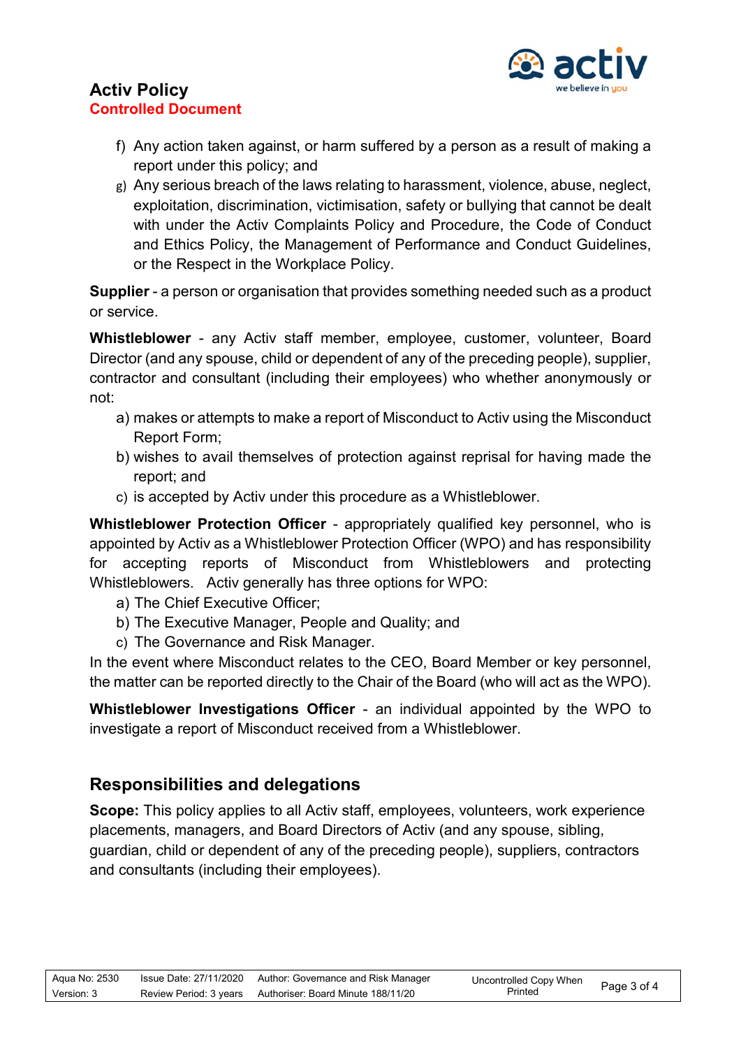f) Any action taken against, or harm suffered by a person as a result of making a report under this policy; and
g) Any serious breach of the laws relating to harassment, violence, abuse, neglect, exploitation, discrimination, victimisation, safety or bullying that cannot be dealt with under the Activ Complaints Policy and Procedure, the Code of Conduct and Ethics Policy, the Management of Performance and Conduct Guidelines, or the Respect in the Workplace Policy.

**Supplier** - a person or organisation that provides something needed such as a product or service.

**Whistleblower** - any Activ staff member, employee, customer, volunteer, Board Director (and any spouse, child or dependent of any of the preceding people), supplier, contractor and consultant (including their employees) who whether anonymously or not:

a) makes or attempts to make a report of Misconduct to Activ using the Misconduct Report Form;
b) wishes to avail themselves of protection against reprisal for having made the report; and
c) is accepted by Activ under this procedure as a Whistleblower.

**Whistleblower Protection Officer** - appropriately qualified key personnel, who is appointed by Activ as a Whistleblower Protection Officer (WPO) and has responsibility for accepting reports of Misconduct from Whistleblowers and protecting Whistleblowers. Activ generally has three options for WPO:

a) The Chief Executive Officer;
b) The Executive Manager, People and Quality; and
c) The Governance and Risk Manager.

In the event where Misconduct relates to the CEO, Board Member or key personnel, the matter can be reported directly to the Chair of the Board (who will act as the WPO).

**Whistleblower Investigations Officer** - an individual appointed by the WPO to investigate a report of Misconduct received from a Whistleblower.

## Responsibilities and delegations

**Scope:** This policy applies to all Activ staff, employees, volunteers, work experience placements, managers, and Board Directors of Activ (and any spouse, sibling, guardian, child or dependent of any of the preceding people), suppliers, contractors and consultants (including their employees).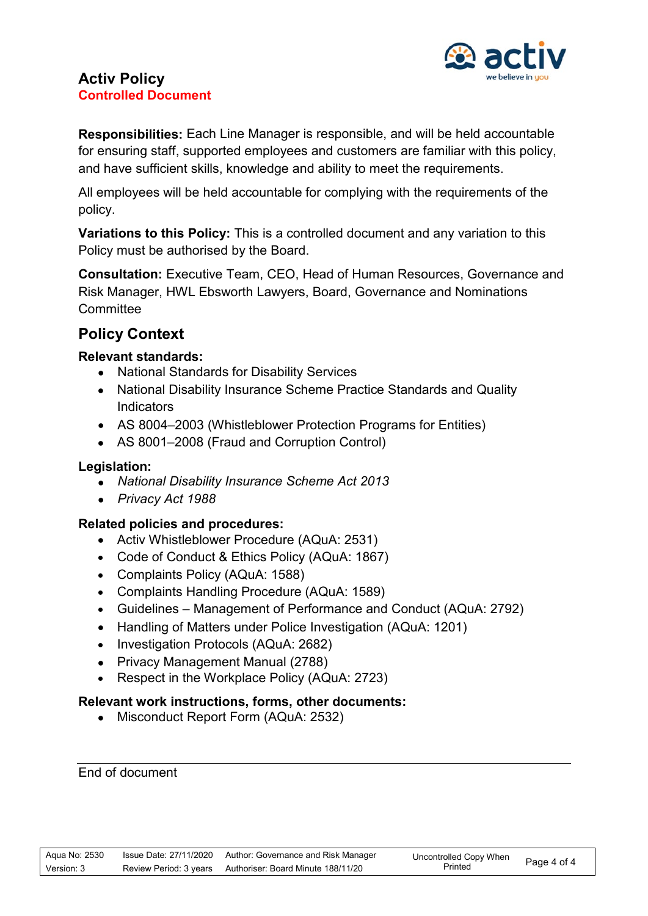**Responsibilities:** Each Line Manager is responsible, and will be held accountable for ensuring staff, supported employees and customers are familiar with this policy, and have sufficient skills, knowledge and ability to meet the requirements.

All employees will be held accountable for complying with the requirements of the policy.

**Variations to this Policy:** This is a controlled document and any variation to this Policy must be authorised by the Board.

**Consultation:** Executive Team, CEO, Head of Human Resources, Governance and Risk Manager, HWL Ebsworth Lawyers, Board, Governance and Nominations Committee

## Policy Context

### Relevant standards:

- National Standards for Disability Services
- National Disability Insurance Scheme Practice Standards and Quality Indicators
- AS 8004–2003 (Whistleblower Protection Programs for Entities)
- AS 8001–2008 (Fraud and Corruption Control)

### Legislation:

- *National Disability Insurance Scheme Act 2013*
- *Privacy Act 1988*

### Related policies and procedures:

- Activ Whistleblower Procedure (AQuA: 2531)
- Code of Conduct & Ethics Policy (AQuA: 1867)
- Complaints Policy (AQuA: 1588)
- Complaints Handling Procedure (AQuA: 1589)
- Guidelines – Management of Performance and Conduct (AQuA: 2792)
- Handling of Matters under Police Investigation (AQuA: 1201)
- Investigation Protocols (AQuA: 2682)
- Privacy Management Manual (2788)
- Respect in the Workplace Policy (AQuA: 2723)

### Relevant work instructions, forms, other documents:

- Misconduct Report Form (AQuA: 2532)

---

End of document